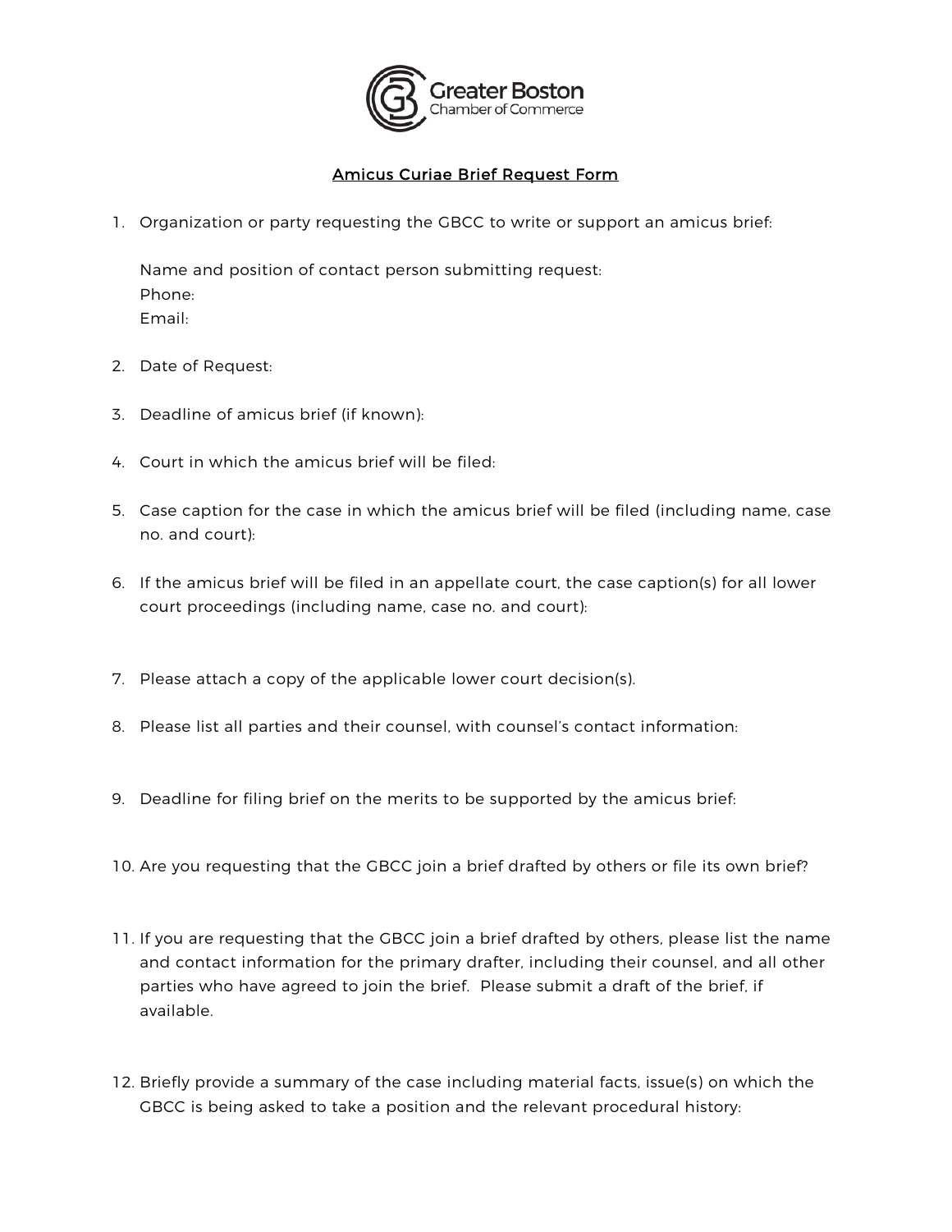Greater Boston
Chamber of Commerce

## Amicus Curiae Brief Request Form

1. Organization or party requesting the GBCC to write or support an amicus brief:

   Name and position of contact person submitting request:
   Phone:
   Email:

2. Date of Request:

3. Deadline of amicus brief (if known):

4. Court in which the amicus brief will be filed:

5. Case caption for the case in which the amicus brief will be filed (including name, case no. and court):

6. If the amicus brief will be filed in an appellate court, the case caption(s) for all lower court proceedings (including name, case no. and court):

7. Please attach a copy of the applicable lower court decision(s).

8. Please list all parties and their counsel, with counsel's contact information:

9. Deadline for filing brief on the merits to be supported by the amicus brief:

10. Are you requesting that the GBCC join a brief drafted by others or file its own brief?

11. If you are requesting that the GBCC join a brief drafted by others, please list the name and contact information for the primary drafter, including their counsel, and all other parties who have agreed to join the brief. Please submit a draft of the brief, if available.

12. Briefly provide a summary of the case including material facts, issue(s) on which the GBCC is being asked to take a position and the relevant procedural history: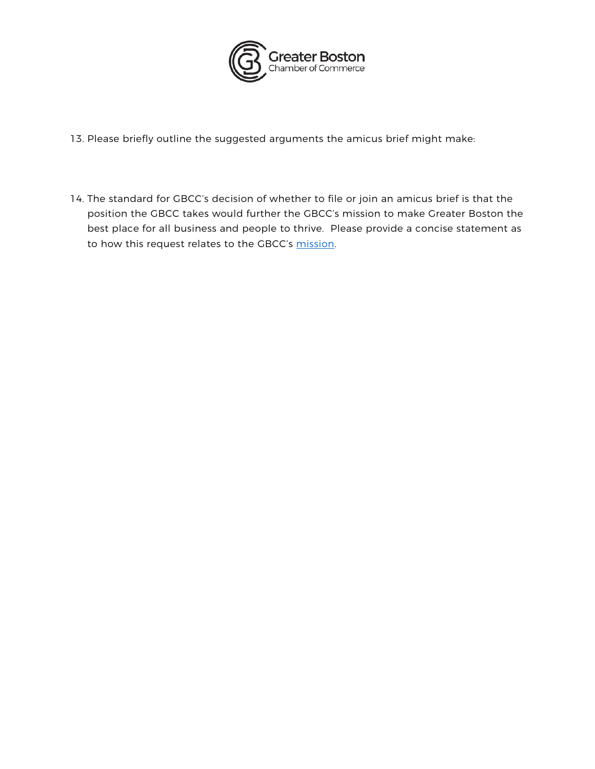13. Please briefly outline the suggested arguments the amicus brief might make:

14. The standard for GBCC's decision of whether to file or join an amicus brief is that the position the GBCC takes would further the GBCC's mission to make Greater Boston the best place for all business and people to thrive. Please provide a concise statement as to how this request relates to the GBCC's mission.